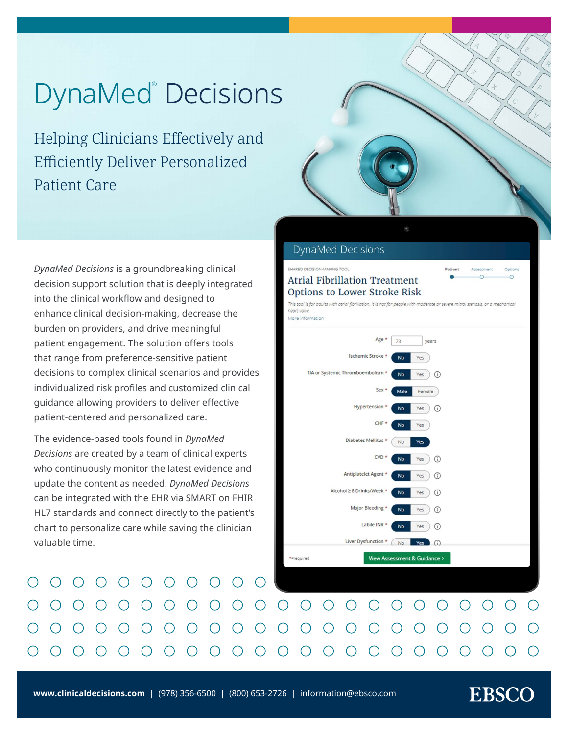# DynaMed® Decisions

## Helping Clinicians Effectively and Efficiently Deliver Personalized Patient Care

*DynaMed Decisions* is a groundbreaking clinical decision support solution that is deeply integrated into the clinical workflow and designed to enhance clinical decision-making, decrease the burden on providers, and drive meaningful patient engagement. The solution offers tools that range from preference-sensitive patient decisions to complex clinical scenarios and provides individualized risk profiles and customized clinical guidance allowing providers to deliver effective patient-centered and personalized care.

The evidence-based tools found in *DynaMed Decisions* are created by a team of clinical experts who continuously monitor the latest evidence and update the content as needed. *DynaMed Decisions* can be integrated with the EHR via SMART on FHIR HL7 standards and connect directly to the patient's chart to personalize care while saving the clinician valuable time.

DynaMed Decisions

SHARED DECISION-MAKING TOOL

Patient — Assessment — Options

**Atrial Fibrillation Treatment Options to Lower Stroke Risk**

*This tool is for adults with atrial fibrillation. It is not for people with moderate or severe mitral stenosis, or a mechanical heart valve.*

More information

| Field | Value |
| --- | --- |
| Age * | 73 years |
| Ischemic Stroke * | No |
| TIA or Systemic Thromboembolism * | No |
| Sex * | Male |
| Hypertension * | No |
| CHF * | No |
| Diabetes Mellitus * | Yes |
| CVD * | No |
| Antiplatelet Agent * | No |
| Alcohol ≥ 8 Drinks/Week * | No |
| Major Bleeding * | No |
| Labile INR * | No |
| Liver Dysfunction * | Yes |

*=required

View Assessment & Guidance >

**www.clinicaldecisions.com** | (978) 356-6500 | (800) 653-2726 | information@ebsco.com

EBSCO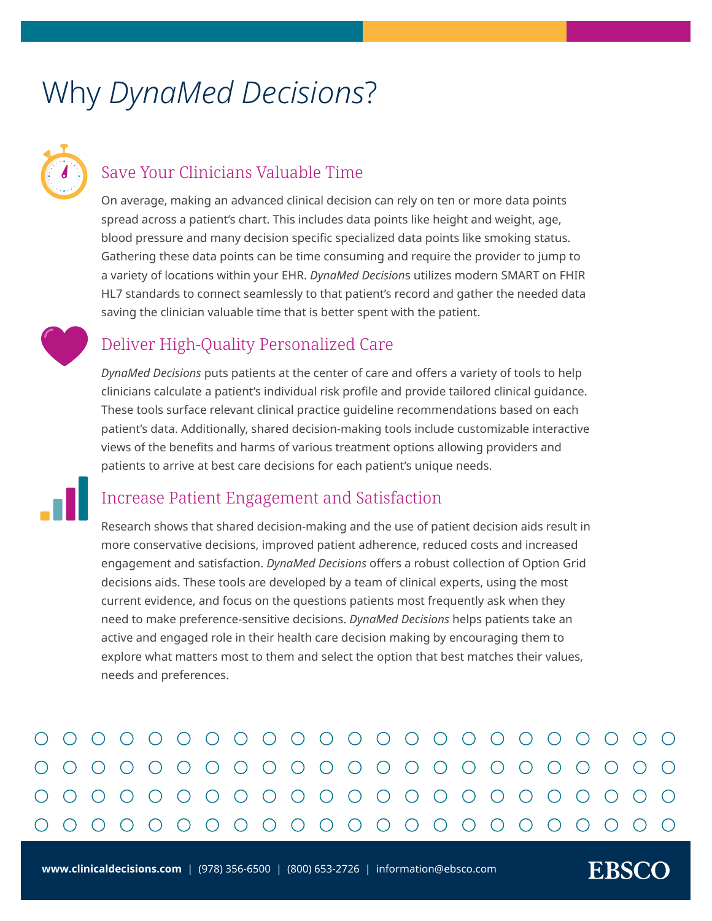# Why *DynaMed Decisions*?

## Save Your Clinicians Valuable Time

On average, making an advanced clinical decision can rely on ten or more data points spread across a patient's chart. This includes data points like height and weight, age, blood pressure and many decision specific specialized data points like smoking status. Gathering these data points can be time consuming and require the provider to jump to a variety of locations within your EHR. *DynaMed Decision*s utilizes modern SMART on FHIR HL7 standards to connect seamlessly to that patient's record and gather the needed data saving the clinician valuable time that is better spent with the patient.

## Deliver High-Quality Personalized Care

*DynaMed Decisions* puts patients at the center of care and offers a variety of tools to help clinicians calculate a patient's individual risk profile and provide tailored clinical guidance. These tools surface relevant clinical practice guideline recommendations based on each patient's data. Additionally, shared decision-making tools include customizable interactive views of the benefits and harms of various treatment options allowing providers and patients to arrive at best care decisions for each patient's unique needs.

## Increase Patient Engagement and Satisfaction

Research shows that shared decision-making and the use of patient decision aids result in more conservative decisions, improved patient adherence, reduced costs and increased engagement and satisfaction. *DynaMed Decisions* offers a robust collection of Option Grid decisions aids. These tools are developed by a team of clinical experts, using the most current evidence, and focus on the questions patients most frequently ask when they need to make preference-sensitive decisions. *DynaMed Decisions* helps patients take an active and engaged role in their health care decision making by encouraging them to explore what matters most to them and select the option that best matches their values, needs and preferences.

**www.clinicaldecisions.com** | (978) 356-6500 | (800) 653-2726 | information@ebsco.com

EBSCO